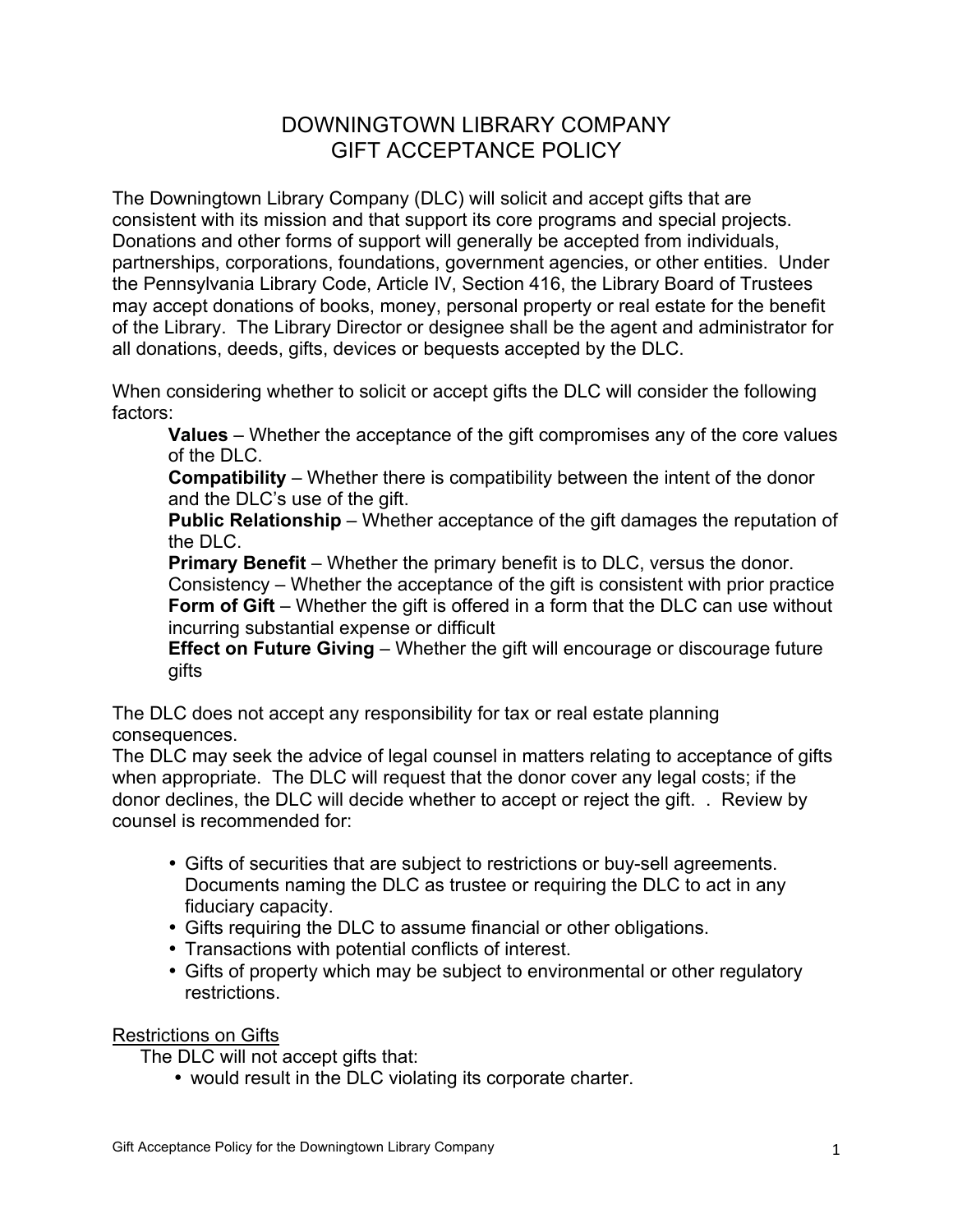# DOWNINGTOWN LIBRARY COMPANY
# GIFT ACCEPTANCE POLICY

The Downingtown Library Company (DLC) will solicit and accept gifts that are consistent with its mission and that support its core programs and special projects. Donations and other forms of support will generally be accepted from individuals, partnerships, corporations, foundations, government agencies, or other entities. Under the Pennsylvania Library Code, Article IV, Section 416, the Library Board of Trustees may accept donations of books, money, personal property or real estate for the benefit of the Library. The Library Director or designee shall be the agent and administrator for all donations, deeds, gifts, devices or bequests accepted by the DLC.

When considering whether to solicit or accept gifts the DLC will consider the following factors:

**Values** – Whether the acceptance of the gift compromises any of the core values of the DLC.
**Compatibility** – Whether there is compatibility between the intent of the donor and the DLC's use of the gift.
**Public Relationship** – Whether acceptance of the gift damages the reputation of the DLC.
**Primary Benefit** – Whether the primary benefit is to DLC, versus the donor.
Consistency – Whether the acceptance of the gift is consistent with prior practice
**Form of Gift** – Whether the gift is offered in a form that the DLC can use without incurring substantial expense or difficult
**Effect on Future Giving** – Whether the gift will encourage or discourage future gifts

The DLC does not accept any responsibility for tax or real estate planning consequences.
The DLC may seek the advice of legal counsel in matters relating to acceptance of gifts when appropriate. The DLC will request that the donor cover any legal costs; if the donor declines, the DLC will decide whether to accept or reject the gift. . Review by counsel is recommended for:

- Gifts of securities that are subject to restrictions or buy-sell agreements. Documents naming the DLC as trustee or requiring the DLC to act in any fiduciary capacity.
- Gifts requiring the DLC to assume financial or other obligations.
- Transactions with potential conflicts of interest.
- Gifts of property which may be subject to environmental or other regulatory restrictions.

<u>Restrictions on Gifts</u>

The DLC will not accept gifts that:

- would result in the DLC violating its corporate charter.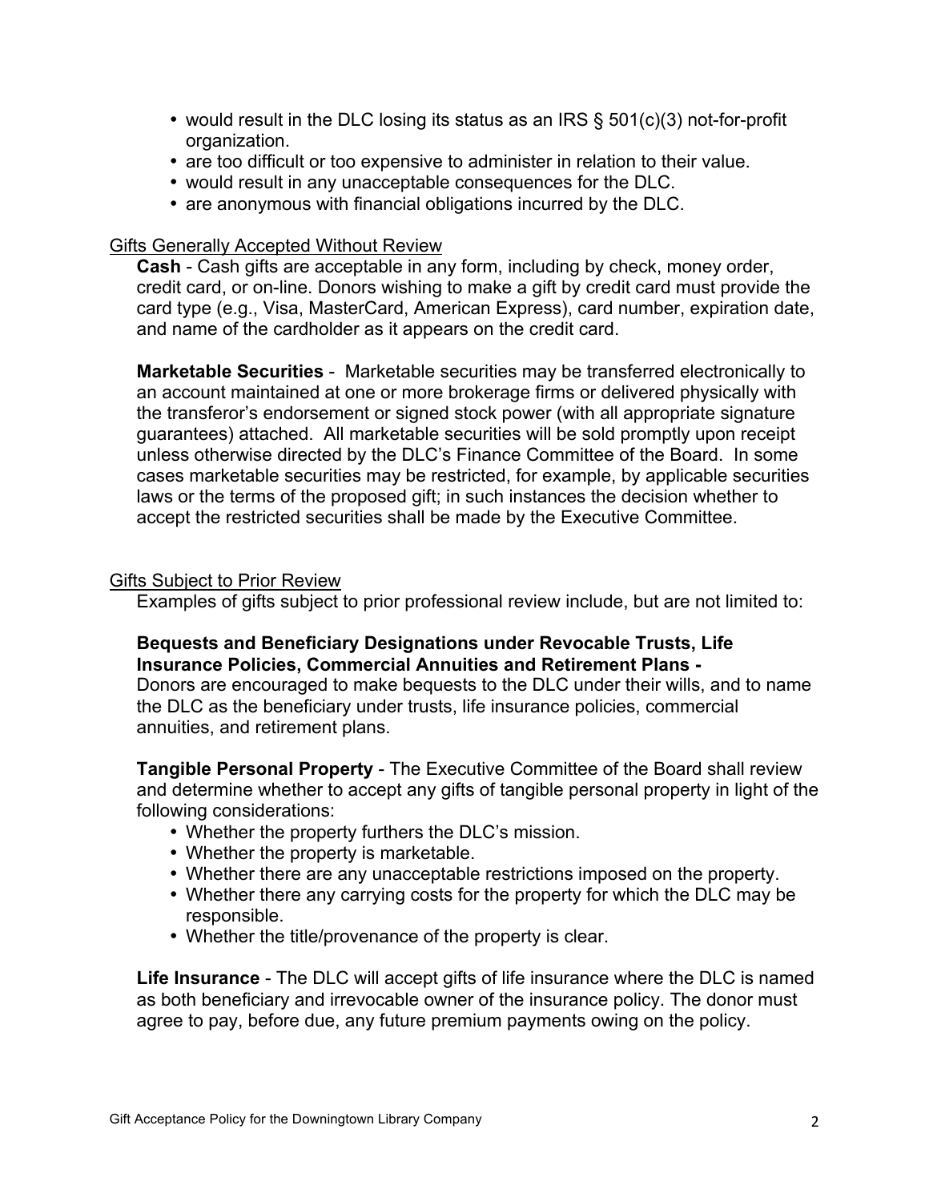- would result in the DLC losing its status as an IRS § 501(c)(3) not-for-profit organization.
- are too difficult or too expensive to administer in relation to their value.
- would result in any unacceptable consequences for the DLC.
- are anonymous with financial obligations incurred by the DLC.

<u>Gifts Generally Accepted Without Review</u>

**Cash** - Cash gifts are acceptable in any form, including by check, money order, credit card, or on-line. Donors wishing to make a gift by credit card must provide the card type (e.g., Visa, MasterCard, American Express), card number, expiration date, and name of the cardholder as it appears on the credit card.

**Marketable Securities** - Marketable securities may be transferred electronically to an account maintained at one or more brokerage firms or delivered physically with the transferor's endorsement or signed stock power (with all appropriate signature guarantees) attached. All marketable securities will be sold promptly upon receipt unless otherwise directed by the DLC's Finance Committee of the Board. In some cases marketable securities may be restricted, for example, by applicable securities laws or the terms of the proposed gift; in such instances the decision whether to accept the restricted securities shall be made by the Executive Committee.

<u>Gifts Subject to Prior Review</u>

Examples of gifts subject to prior professional review include, but are not limited to:

**Bequests and Beneficiary Designations under Revocable Trusts, Life Insurance Policies, Commercial Annuities and Retirement Plans -**
Donors are encouraged to make bequests to the DLC under their wills, and to name the DLC as the beneficiary under trusts, life insurance policies, commercial annuities, and retirement plans.

**Tangible Personal Property** - The Executive Committee of the Board shall review and determine whether to accept any gifts of tangible personal property in light of the following considerations:

- Whether the property furthers the DLC's mission.
- Whether the property is marketable.
- Whether there are any unacceptable restrictions imposed on the property.
- Whether there any carrying costs for the property for which the DLC may be responsible.
- Whether the title/provenance of the property is clear.

**Life Insurance** - The DLC will accept gifts of life insurance where the DLC is named as both beneficiary and irrevocable owner of the insurance policy. The donor must agree to pay, before due, any future premium payments owing on the policy.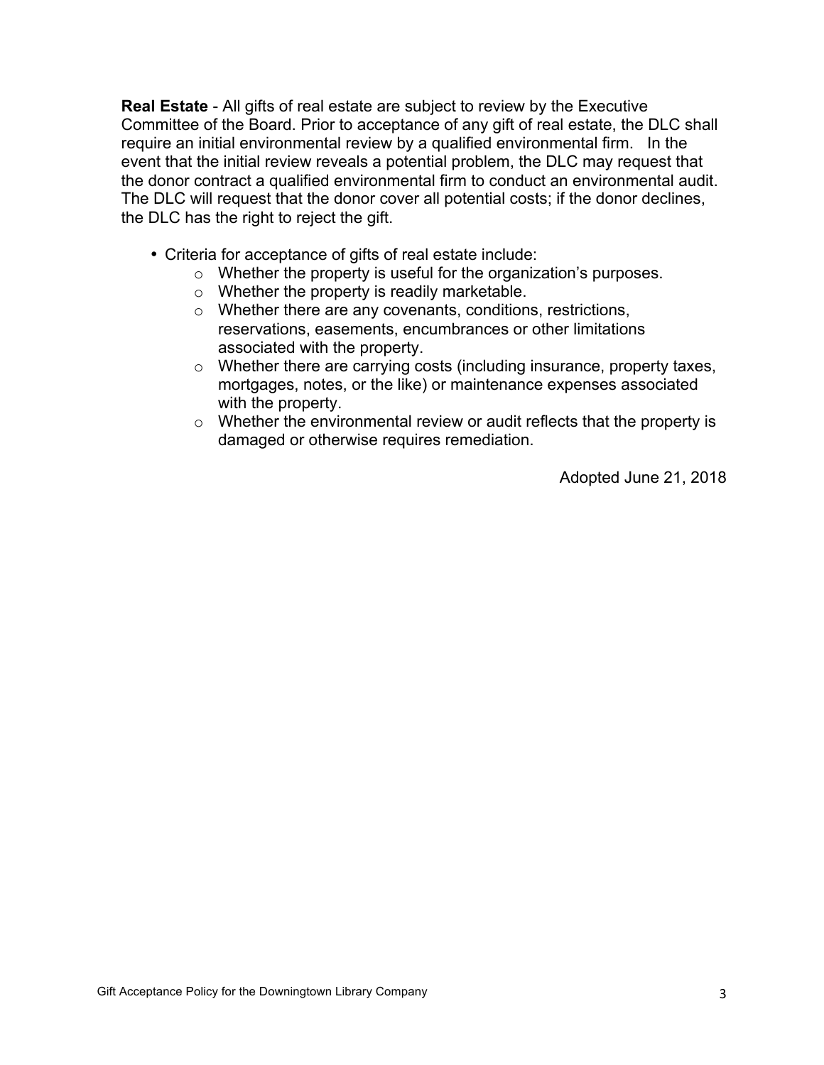**Real Estate** - All gifts of real estate are subject to review by the Executive Committee of the Board. Prior to acceptance of any gift of real estate, the DLC shall require an initial environmental review by a qualified environmental firm. In the event that the initial review reveals a potential problem, the DLC may request that the donor contract a qualified environmental firm to conduct an environmental audit. The DLC will request that the donor cover all potential costs; if the donor declines, the DLC has the right to reject the gift.

- Criteria for acceptance of gifts of real estate include:
  - Whether the property is useful for the organization's purposes.
  - Whether the property is readily marketable.
  - Whether there are any covenants, conditions, restrictions, reservations, easements, encumbrances or other limitations associated with the property.
  - Whether there are carrying costs (including insurance, property taxes, mortgages, notes, or the like) or maintenance expenses associated with the property.
  - Whether the environmental review or audit reflects that the property is damaged or otherwise requires remediation.

Adopted June 21, 2018